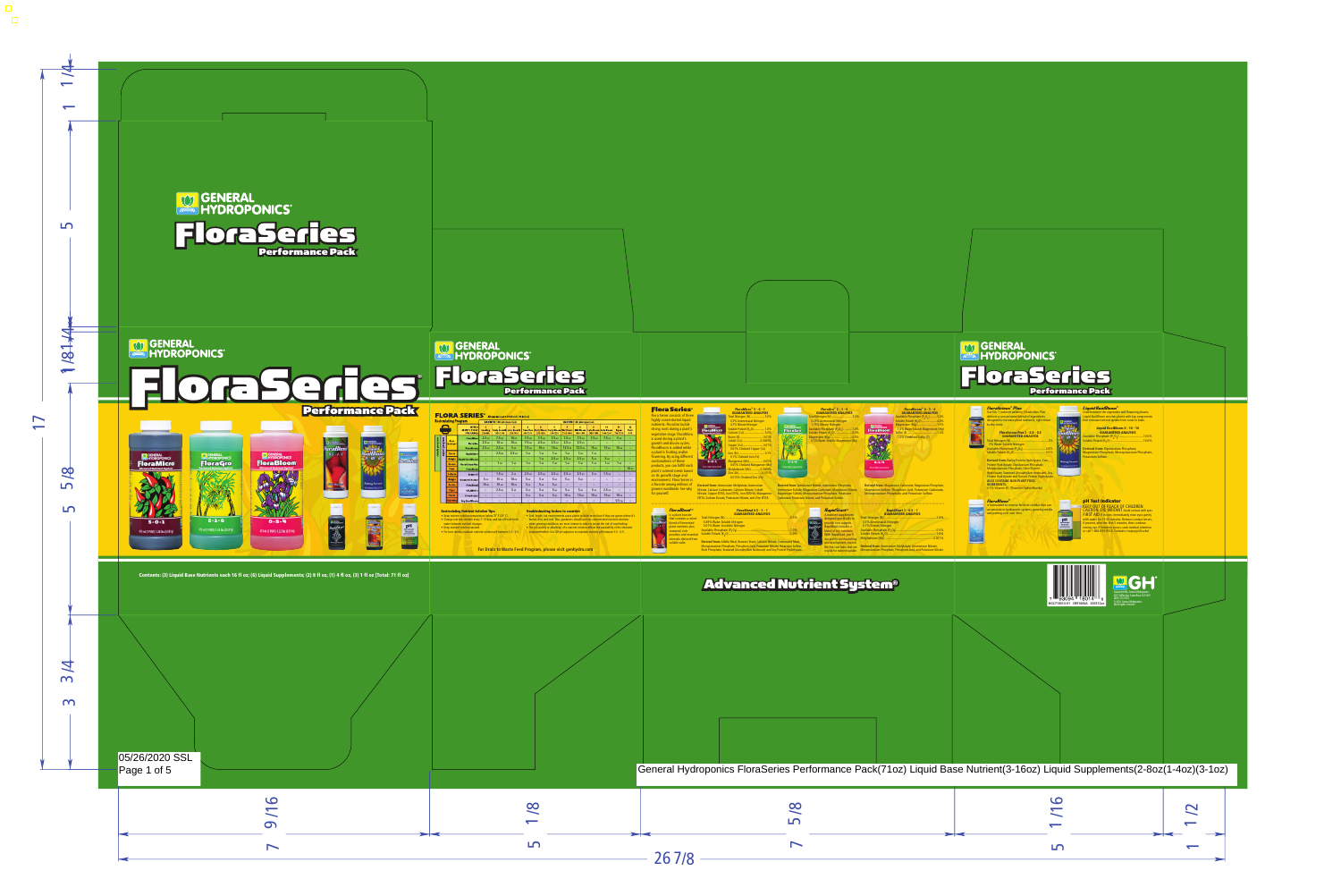# GENERAL HYDROPONICS

# FloraSeries

**Performance Pack**

# GENERAL HYDROPONICS

# FloraSeries

**Performance Pack**

FloraMicro 5-0-1

FloraGro 2-1-6

FloraBloom 0-5-4

Contents: (3) Liquid Base Nutrients each 16 fl oz; (6) Liquid Supplements; (2) 8 fl oz, (1) 4 fl oz, (3) 1 fl oz (Total: 71 fl oz)

# GENERAL HYDROPONICS

# FloraSeries

**Performance Pack**

## FLORA SERIES

Recirculating Program

### Recirculating Nutrient Solution Tips

### Troubleshooting: Indoor to outside

For Drain to Waste Feed Program, please visit gehydro.com

## Flora Series

### FloraMicro 5-0-1 GUARANTEED ANALYSIS

### FloraGro 2-1-6 GUARANTEED ANALYSIS

### FloraBloom 0-5-4 GUARANTEED ANALYSIS

### FloraBlend

### FloraShield 4-1-1 GUARANTEED ANALYSIS

### RapidStart

### RapidStart 1-0.5-1 GUARANTEED ANALYSIS

**Advanced Nutrient System®**

# GENERAL HYDROPONICS

# FloraSeries

**Performance Pack**

### FloraNectar Plus

### Liquid KoolBloom

### Liquid KoolBloom 0-10-10 GUARANTEED ANALYSIS

### FloraNova

### pH Test Indicator

KEEP OUT OF REACH OF CHILDREN

GH

General Hydroponics FloraSeries Performance Pack(71oz) Liquid Base Nutrient(3-16oz) Liquid Supplements(2-8oz(1-4oz)(3-1oz)

05/26/2020 SSL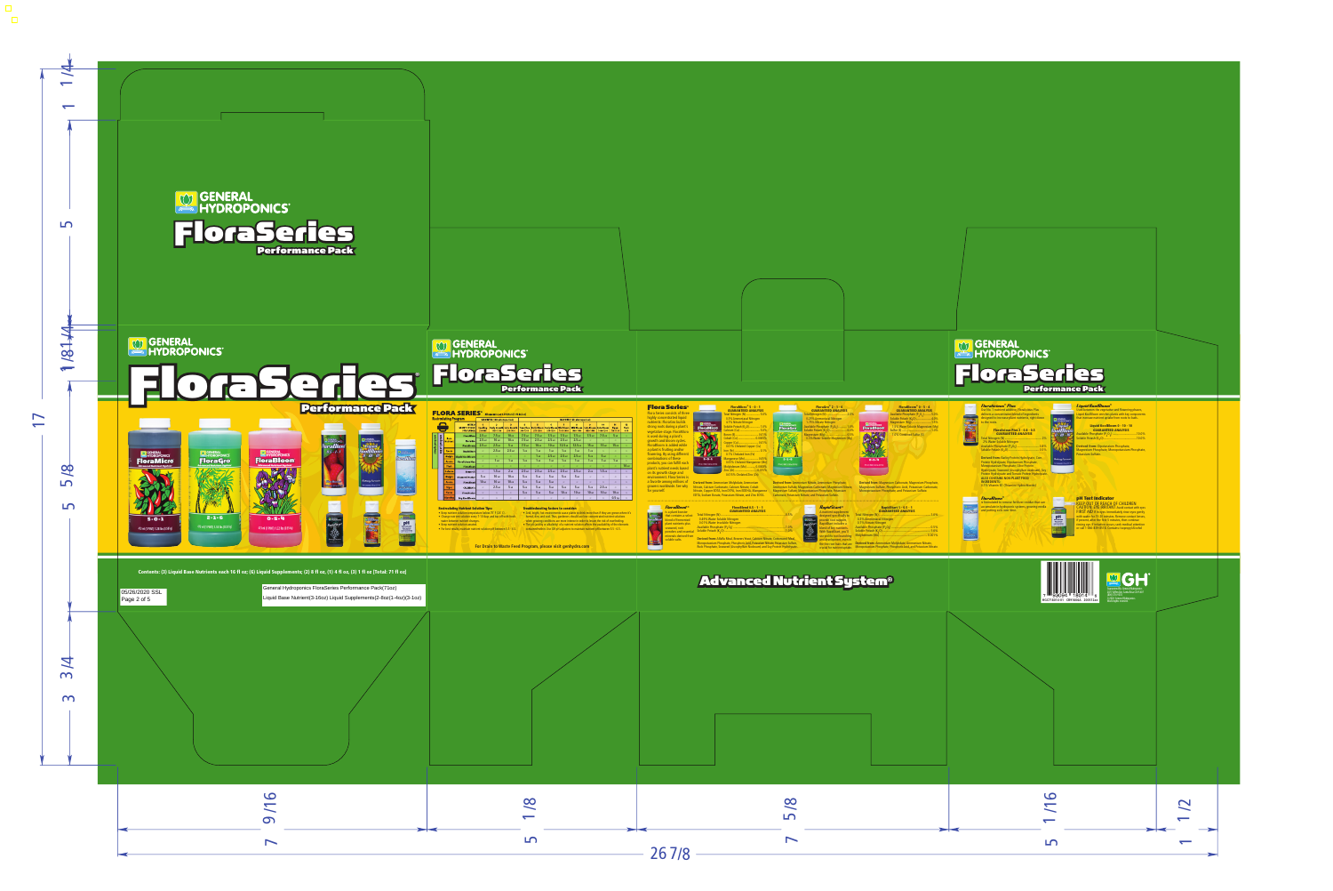GENERAL HYDROPONICS

# FloraSeries

Performance Pack

GENERAL HYDROPONICS

# FloraSeries

Performance Pack

FloraMicro 5-0-1

FloraGro 2-1-6

FloraBloom 0-5-4

GENERAL HYDROPONICS

# FloraSeries

Performance Pack

GENERAL HYDROPONICS

# FloraSeries

Performance Pack

Contents: (3) Liquid Base Nutrients each 16 fl oz; (6) Liquid Supplements; (2) 8 fl oz, (1) 4 fl oz, (3) 1 fl oz [Total: 71 fl oz]

05/26/2020 SSL
Page 2 of 5

General Hydroponics FloraSeries Performance Pack(71oz)
Liquid Base Nutrient(3-16oz) Liquid Supplements(2-8oz(1-4oz)(3-1oz)

Advanced Nutrient System®

GH

1/4 · 1 · 5 · 1/8 · 1/4 · 5/8 · 5 · 3/4 · 3 · 17

9/16 · 7 · 1/8 · 5 · 5/8 · 7 · 26 7/8 · 1/16 · 5 · 1/2 · 1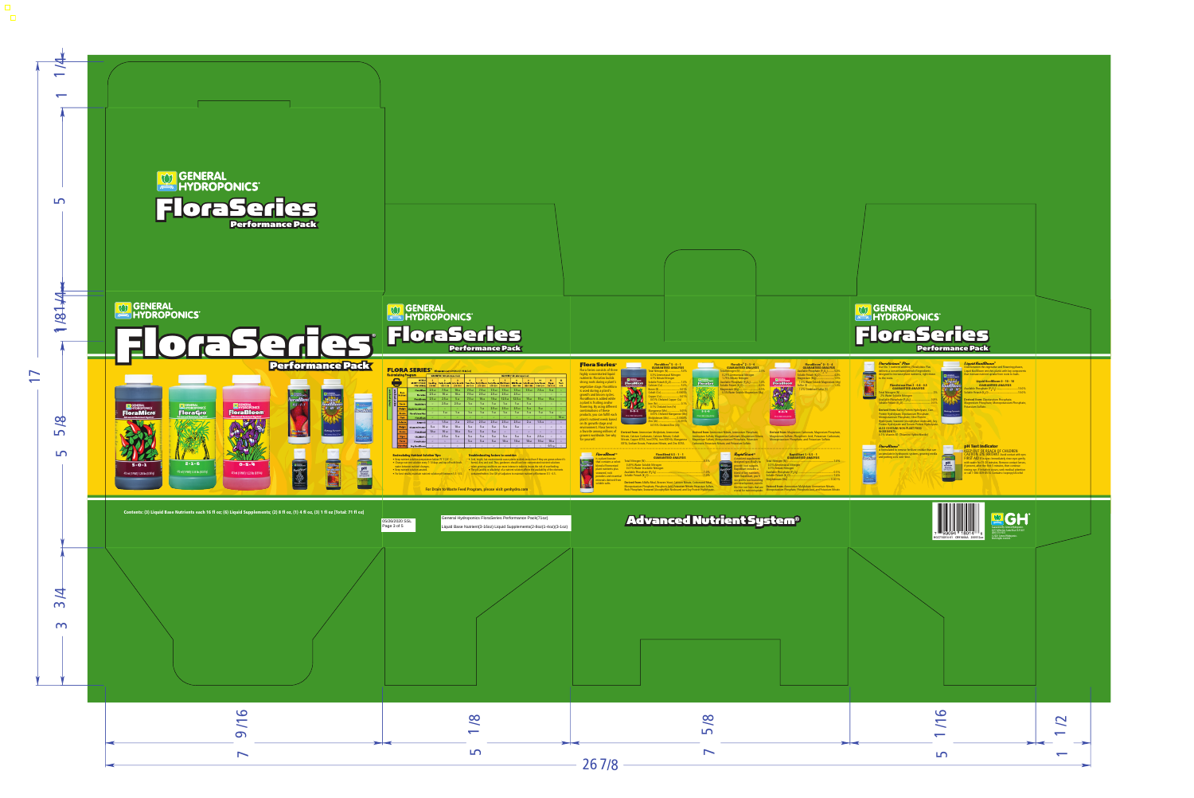GENERAL HYDROPONICS

# FloraSeries

Performance Pack

GENERAL HYDROPONICS

# FloraSeries

Performance Pack

FloraMicro 5-0-1

FloraGro 2-1-6

FloraBloom 0-5-4

GENERAL HYDROPONICS

# FloraSeries

Performance Pack

FLORA SERIES

Recirculating Program

Recirculating Nutrient Solution Tips

Troubleshooting (return to consider)

For Drain to Waste Feed Program, please visit gehydro.com

Flora Series

FloraMicro 5-0-1 GUARANTEED ANALYSIS

FloraGro 2-1-6 GUARANTEED ANALYSIS

FloraBloom 0-5-4 GUARANTEED ANALYSIS

FloraBlend

FloraNectar

RapidStart

GENERAL HYDROPONICS

# FloraSeries

Performance Pack

FloraKleen Plus

Liquid KoolBloom

pH Test Indicator

Contents: (3) Liquid Base Nutrients each 16 fl oz; (6) Liquid Supplements; (2) 8 fl oz, (1) 4 fl oz, (3) 1 fl oz [Total: 71 fl oz]

05/20/2020 SSL
Page 3 of 5

General Hydroponics FloraSeries Performance Pack(71oz)

Liquid Base Nutrient(3-16oz) Liquid Supplements(2-8oz)(1-4oz)(3-1oz)

## Advanced Nutrient System®

GH

17 5/8

26 7/8

1 1/4

5 1/8

3 3/4

7 9/16

5 1/8

7 5/8

5 1/16

1 1/2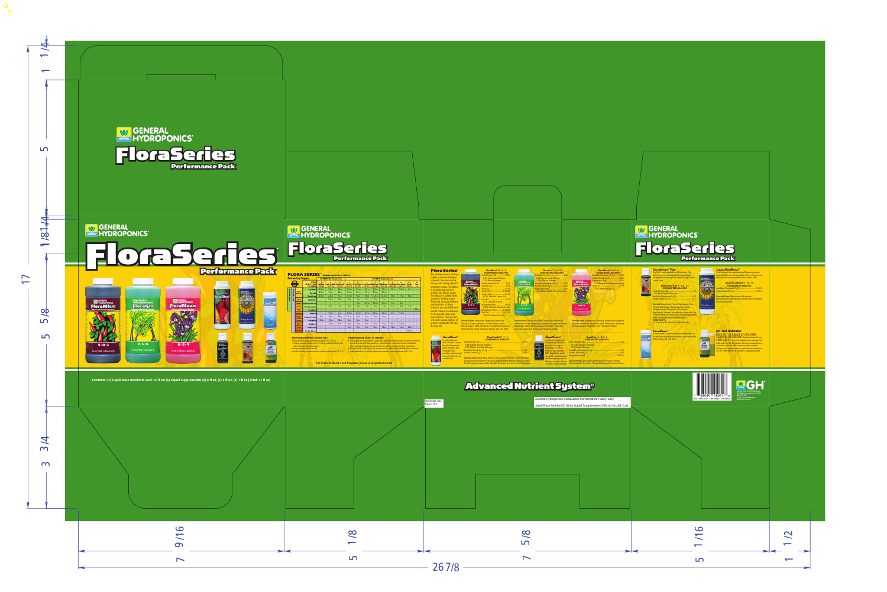GENERAL HYDROPONICS

# FloraSeries

Performance Pack

GENERAL HYDROPONICS

# FloraSeries

Performance Pack

FloraMicro 5-0-1

FloraGro 2-1-6

FloraBloom 0-5-4

GENERAL HYDROPONICS

# FloraSeries

Performance Pack

FLORA SERIES

Recirculating Program

Recirculating Nutrient Solution Tips

Troubleshooting Indoors to consider

For Drain to Waste Feed Program, please visit gehydro.com

Flora Series

GENERAL HYDROPONICS

# FloraSeries

Performance Pack

pH Test Indicator

KEEP OUT OF REACH OF CHILDREN

Advanced Nutrient System®

General Hydroponics FloraSeries Performance Pack(71oz)

Liquid Base Nutrient(3-16oz) Liquid Supplements(2-8oz)(1-4oz)(3-1oz)

Contents: (3) Liquid Base Nutrients each 16 fl oz; (6) Liquid Supplements; (2) 8 fl oz, (1) 4 fl oz, (3) 1 fl oz [Total: 71 fl oz]

GH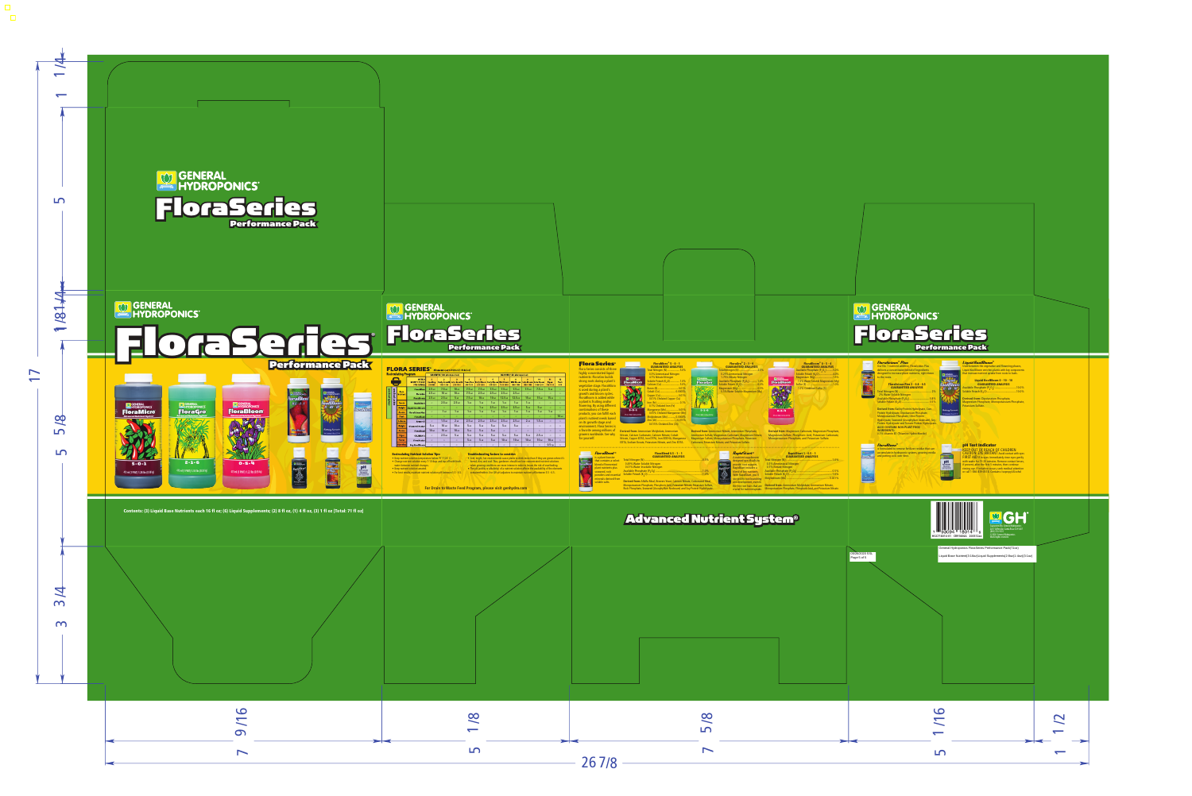GENERAL HYDROPONICS®

# FloraSeries

Performance Pack

GENERAL HYDROPONICS®

# FloraSeries

Performance Pack

FloraMicro 5-0-1

FloraGro 2-1-6

FloraBloom 0-5-4

GENERAL HYDROPONICS®

# FloraSeries

Performance Pack

FLORA SERIES®

Recirculating Program

Recirculating Nutrient Solution Tips

Troubleshooting Nutrient Deficiencies

For Drain to Waste Feed Program, please visit genhydro.com

GENERAL HYDROPONICS®

# FloraSeries

Performance Pack

Flora Series®

pH Test Indicator

Contents: (3) Liquid Base Nutrients each 16 fl oz; (6) Liquid Supplements; (2) 8 fl oz, (1) 4 fl oz, (3) 1 fl oz [Total: 71 fl oz]

Advanced Nutrient System®

GH

General Hydroponics FloraSeries Performance Pack(71oz)

Liquid Base Nutrient(3-16oz)Liquid Supplement(2-8oz(1-4oz)(3-1oz)

1 1/4

5

1 1/8 1 1/4

17

5 5/8

3 3/4

7 9/16

5 1/8

7 5/8

5 1/16

1 1/2

26 7/8